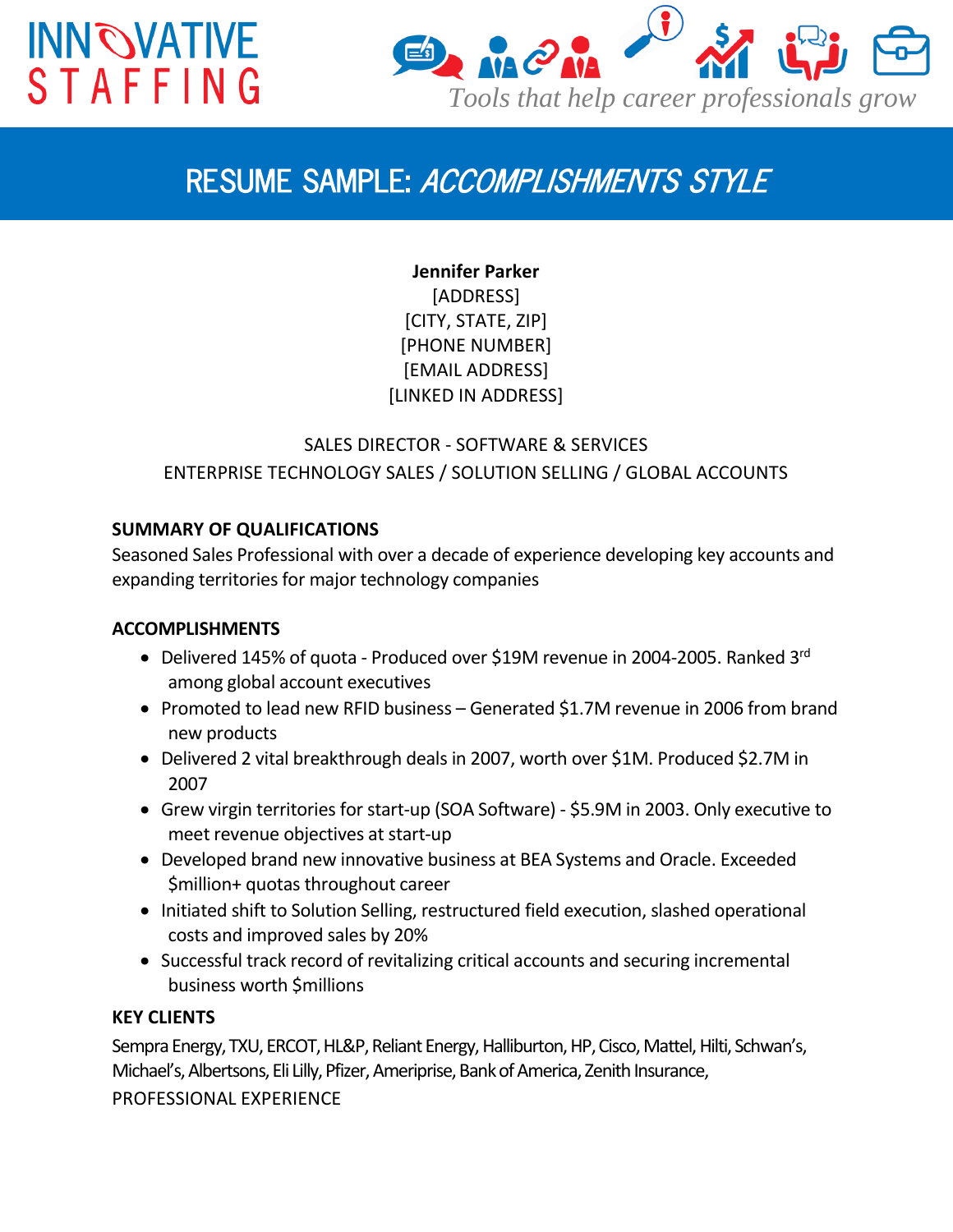INNOVATIVE STAFFING

*Tools that help career professionals grow*

# RESUME SAMPLE: *ACCOMPLISHMENTS STYLE*

**Jennifer Parker**
[ADDRESS]
[CITY, STATE, ZIP]
[PHONE NUMBER]
[EMAIL ADDRESS]
[LINKED IN ADDRESS]

SALES DIRECTOR - SOFTWARE & SERVICES
ENTERPRISE TECHNOLOGY SALES / SOLUTION SELLING / GLOBAL ACCOUNTS

## SUMMARY OF QUALIFICATIONS

Seasoned Sales Professional with over a decade of experience developing key accounts and expanding territories for major technology companies

## ACCOMPLISHMENTS

- Delivered 145% of quota - Produced over $19M revenue in 2004-2005. Ranked 3rd among global account executives
- Promoted to lead new RFID business – Generated $1.7M revenue in 2006 from brand new products
- Delivered 2 vital breakthrough deals in 2007, worth over $1M. Produced $2.7M in 2007
- Grew virgin territories for start-up (SOA Software) - $5.9M in 2003. Only executive to meet revenue objectives at start-up
- Developed brand new innovative business at BEA Systems and Oracle. Exceeded $million+ quotas throughout career
- Initiated shift to Solution Selling, restructured field execution, slashed operational costs and improved sales by 20%
- Successful track record of revitalizing critical accounts and securing incremental business worth $millions

## KEY CLIENTS

Sempra Energy, TXU, ERCOT, HL&P, Reliant Energy, Halliburton, HP, Cisco, Mattel, Hilti, Schwan's, Michael's, Albertsons, Eli Lilly, Pfizer, Ameriprise, Bank of America, Zenith Insurance,

PROFESSIONAL EXPERIENCE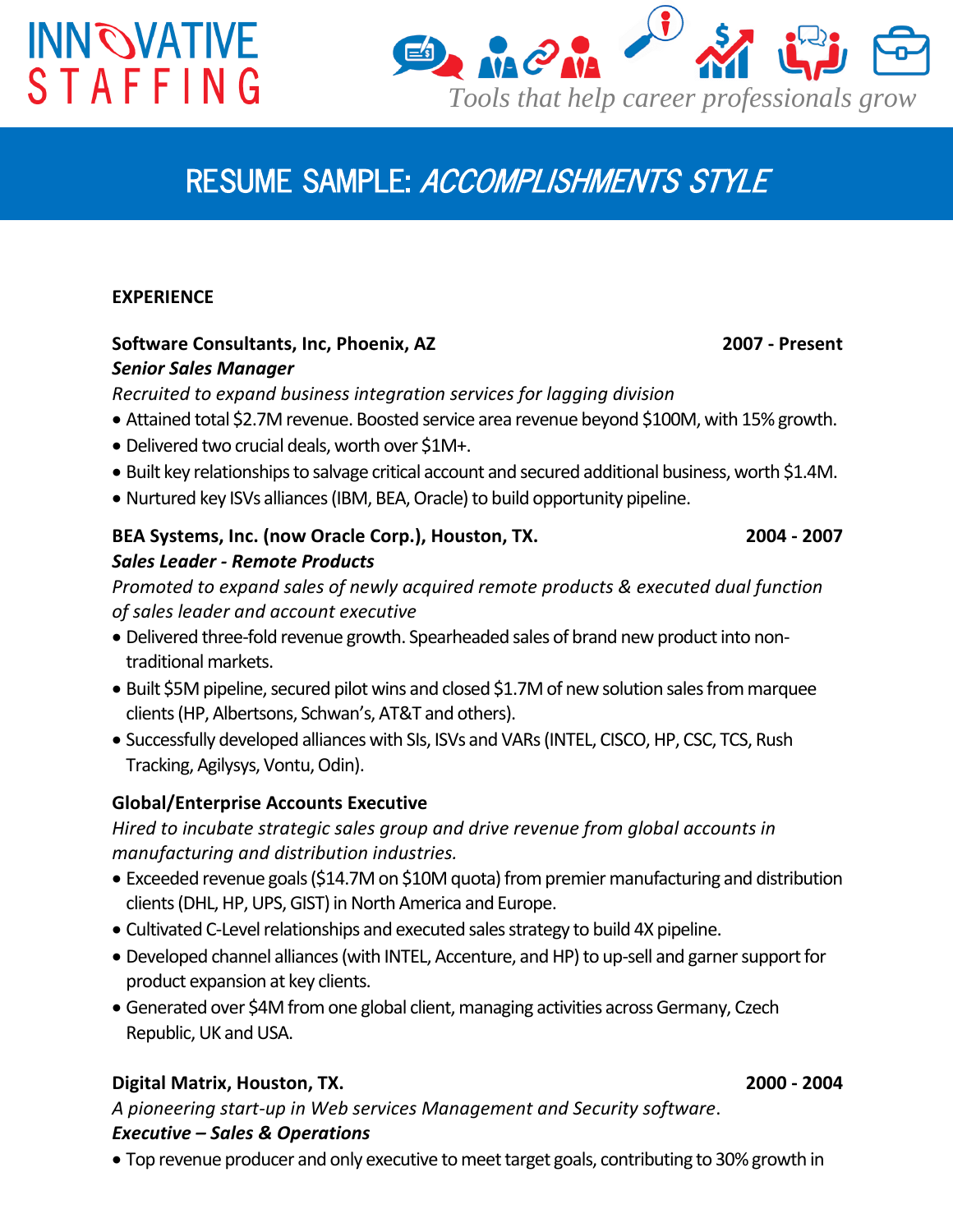# RESUME SAMPLE: *ACCOMPLISHMENTS STYLE*

**EXPERIENCE**

**Software Consultants, Inc, Phoenix, AZ** **2007 - Present**
***Senior Sales Manager***
*Recruited to expand business integration services for lagging division*

- Attained total $2.7M revenue. Boosted service area revenue beyond $100M, with 15% growth.
- Delivered two crucial deals, worth over $1M+.
- Built key relationships to salvage critical account and secured additional business, worth $1.4M.
- Nurtured key ISVs alliances (IBM, BEA, Oracle) to build opportunity pipeline.

**BEA Systems, Inc. (now Oracle Corp.), Houston, TX.** **2004 - 2007**
***Sales Leader - Remote Products***
*Promoted to expand sales of newly acquired remote products & executed dual function of sales leader and account executive*

- Delivered three-fold revenue growth. Spearheaded sales of brand new product into non-traditional markets.
- Built $5M pipeline, secured pilot wins and closed $1.7M of new solution sales from marquee clients (HP, Albertsons, Schwan's, AT&T and others).
- Successfully developed alliances with SIs, ISVs and VARs (INTEL, CISCO, HP, CSC, TCS, Rush Tracking, Agilysys, Vontu, Odin).

**Global/Enterprise Accounts Executive**
*Hired to incubate strategic sales group and drive revenue from global accounts in manufacturing and distribution industries.*

- Exceeded revenue goals ($14.7M on $10M quota) from premier manufacturing and distribution clients (DHL, HP, UPS, GIST) in North America and Europe.
- Cultivated C-Level relationships and executed sales strategy to build 4X pipeline.
- Developed channel alliances (with INTEL, Accenture, and HP) to up-sell and garner support for product expansion at key clients.
- Generated over $4M from one global client, managing activities across Germany, Czech Republic, UK and USA.

**Digital Matrix, Houston, TX.** **2000 - 2004**
*A pioneering start-up in Web services Management and Security software.*
***Executive – Sales & Operations***

- Top revenue producer and only executive to meet target goals, contributing to 30% growth in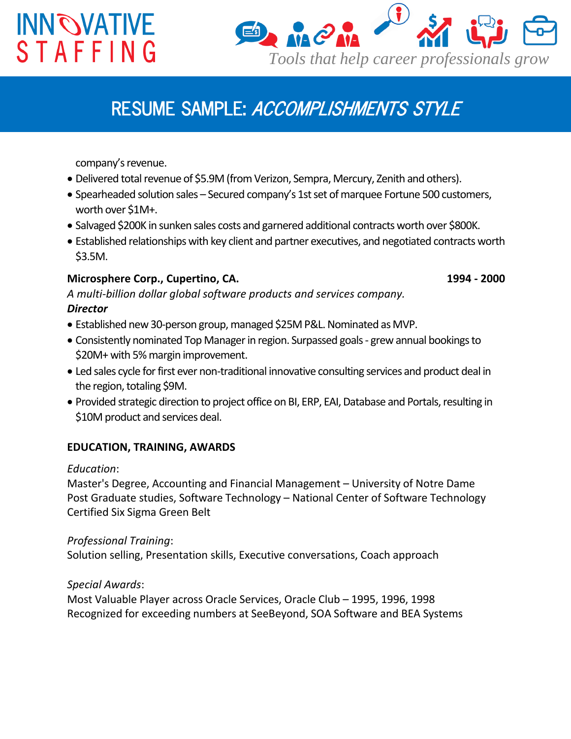company's revenue.

- Delivered total revenue of $5.9M (from Verizon, Sempra, Mercury, Zenith and others).
- Spearheaded solution sales – Secured company's 1st set of marquee Fortune 500 customers, worth over $1M+.
- Salvaged $200K in sunken sales costs and garnered additional contracts worth over $800K.
- Established relationships with key client and partner executives, and negotiated contracts worth $3.5M.

**Microsphere Corp., Cupertino, CA.** **1994 - 2000**
*A multi-billion dollar global software products and services company.*
***Director***

- Established new 30-person group, managed $25M P&L. Nominated as MVP.
- Consistently nominated Top Manager in region. Surpassed goals - grew annual bookings to $20M+ with 5% margin improvement.
- Led sales cycle for first ever non-traditional innovative consulting services and product deal in the region, totaling $9M.
- Provided strategic direction to project office on BI, ERP, EAI, Database and Portals, resulting in $10M product and services deal.

**EDUCATION, TRAINING, AWARDS**

*Education*:
Master's Degree, Accounting and Financial Management – University of Notre Dame
Post Graduate studies, Software Technology – National Center of Software Technology
Certified Six Sigma Green Belt

*Professional Training*:
Solution selling, Presentation skills, Executive conversations, Coach approach

*Special Awards*:
Most Valuable Player across Oracle Services, Oracle Club – 1995, 1996, 1998
Recognized for exceeding numbers at SeeBeyond, SOA Software and BEA Systems